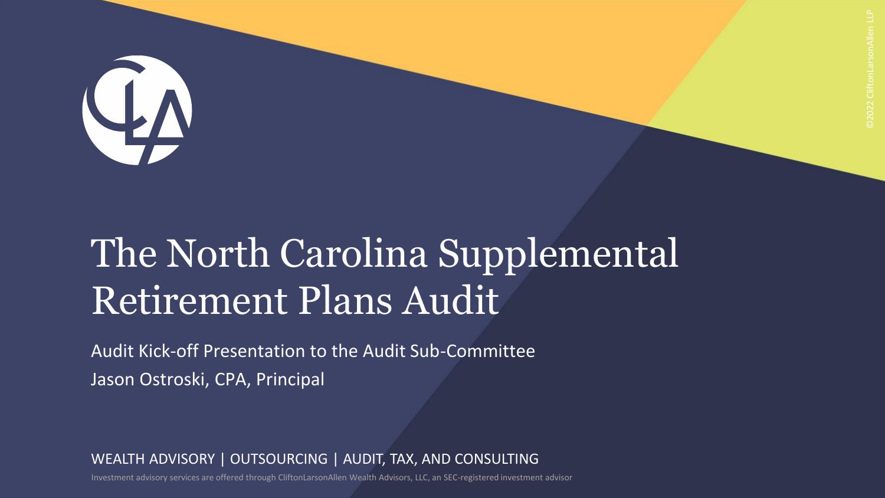# The North Carolina Supplemental Retirement Plans Audit

Audit Kick-off Presentation to the Audit Sub-Committee

Jason Ostroski, CPA, Principal

WEALTH ADVISORY | OUTSOURCING | AUDIT, TAX, AND CONSULTING

Investment advisory services are offered through CliftonLarsonAllen Wealth Advisors, LLC, an SEC-registered investment advisor

©2022 CliftonLarsonAllen LLP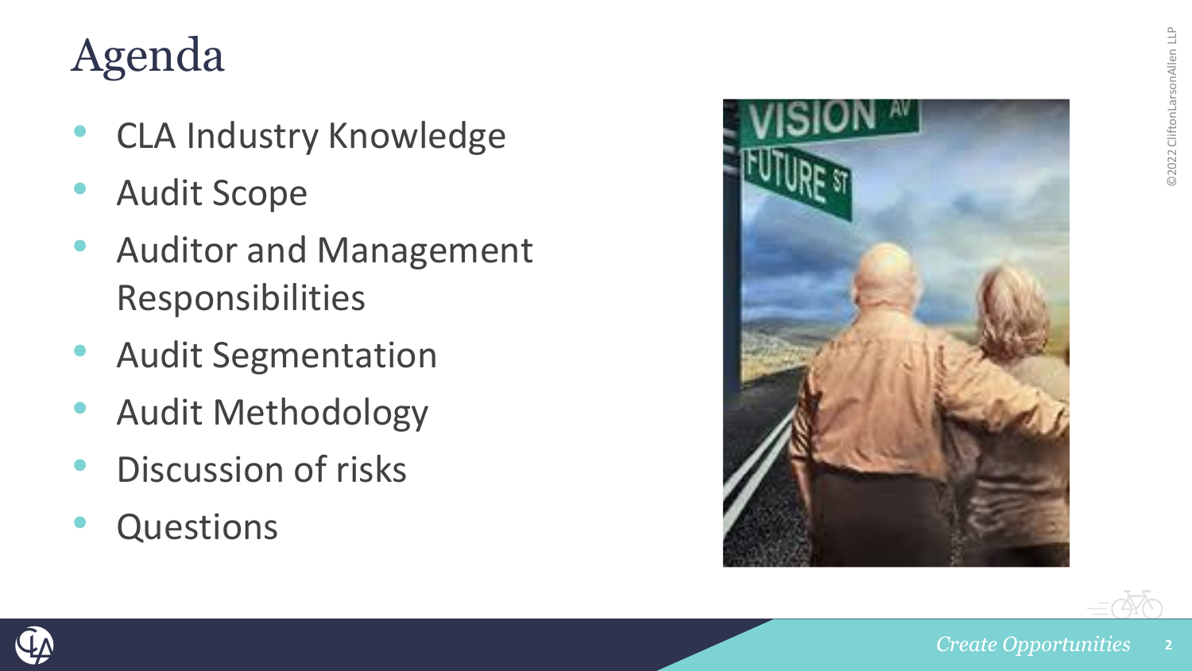# Agenda

- CLA Industry Knowledge
- Audit Scope
- Auditor and Management Responsibilities
- Audit Segmentation
- Audit Methodology
- Discussion of risks
- Questions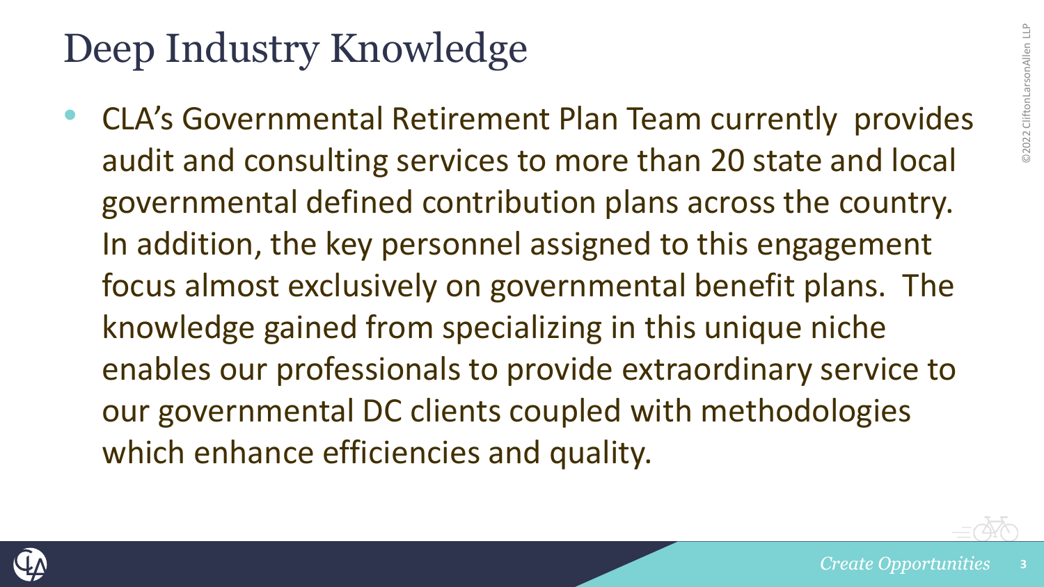# Deep Industry Knowledge

- CLA's Governmental Retirement Plan Team currently provides audit and consulting services to more than 20 state and local governmental defined contribution plans across the country. In addition, the key personnel assigned to this engagement focus almost exclusively on governmental benefit plans. The knowledge gained from specializing in this unique niche enables our professionals to provide extraordinary service to our governmental DC clients coupled with methodologies which enhance efficiencies and quality.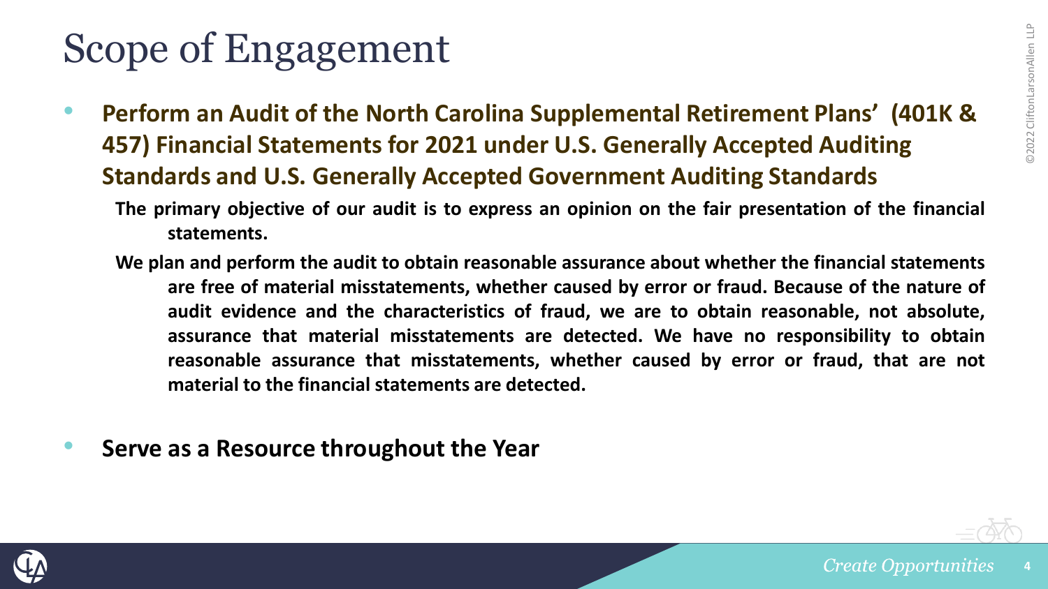# Scope of Engagement

- **Perform an Audit of the North Carolina Supplemental Retirement Plans' (401K & 457) Financial Statements for 2021 under U.S. Generally Accepted Auditing Standards and U.S. Generally Accepted Government Auditing Standards**
  - **The primary objective of our audit is to express an opinion on the fair presentation of the financial statements.**
  - **We plan and perform the audit to obtain reasonable assurance about whether the financial statements are free of material misstatements, whether caused by error or fraud. Because of the nature of audit evidence and the characteristics of fraud, we are to obtain reasonable, not absolute, assurance that material misstatements are detected. We have no responsibility to obtain reasonable assurance that misstatements, whether caused by error or fraud, that are not material to the financial statements are detected.**
- **Serve as a Resource throughout the Year**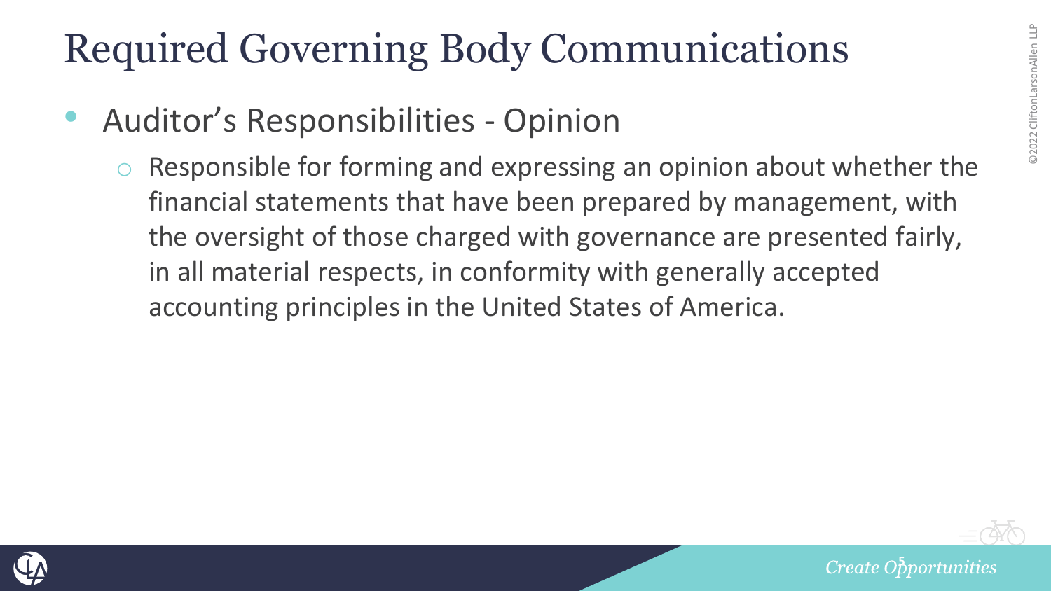# Required Governing Body Communications

- Auditor's Responsibilities - Opinion
  - Responsible for forming and expressing an opinion about whether the financial statements that have been prepared by management, with the oversight of those charged with governance are presented fairly, in all material respects, in conformity with generally accepted accounting principles in the United States of America.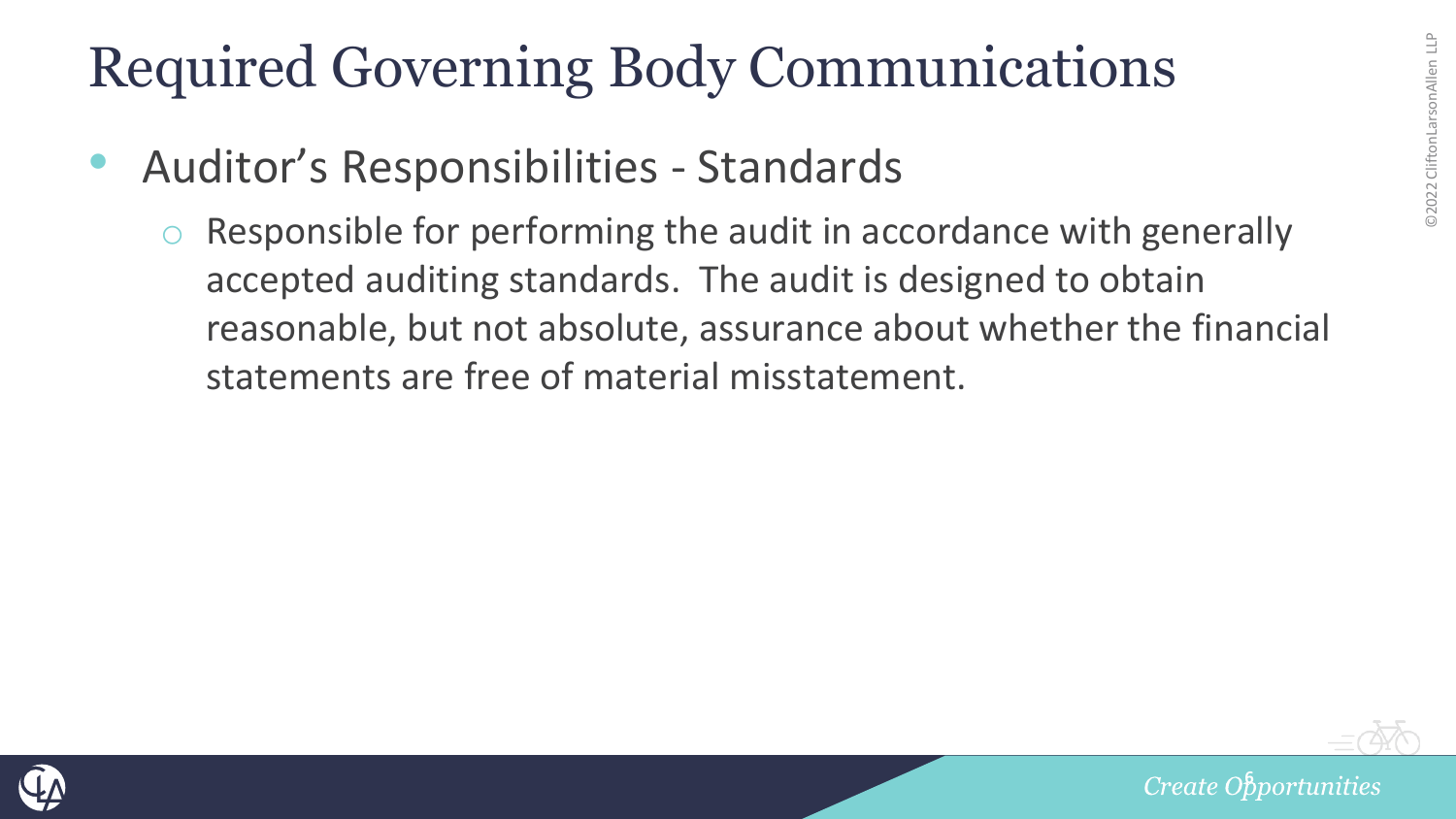# Required Governing Body Communications

- Auditor's Responsibilities - Standards
  - Responsible for performing the audit in accordance with generally accepted auditing standards. The audit is designed to obtain reasonable, but not absolute, assurance about whether the financial statements are free of material misstatement.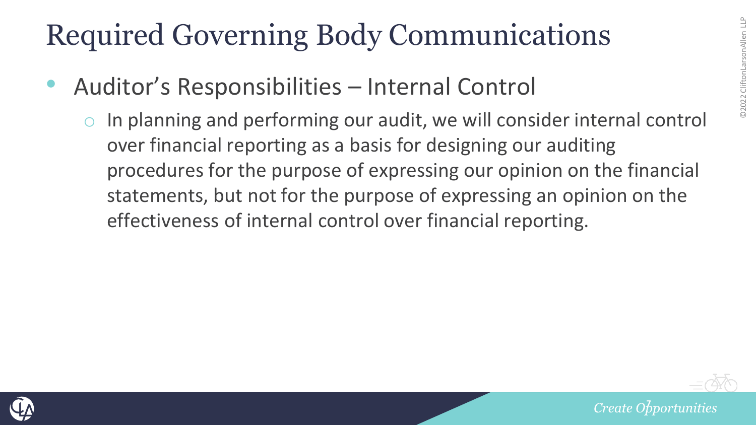# Required Governing Body Communications

- Auditor's Responsibilities – Internal Control
  - In planning and performing our audit, we will consider internal control over financial reporting as a basis for designing our auditing procedures for the purpose of expressing our opinion on the financial statements, but not for the purpose of expressing an opinion on the effectiveness of internal control over financial reporting.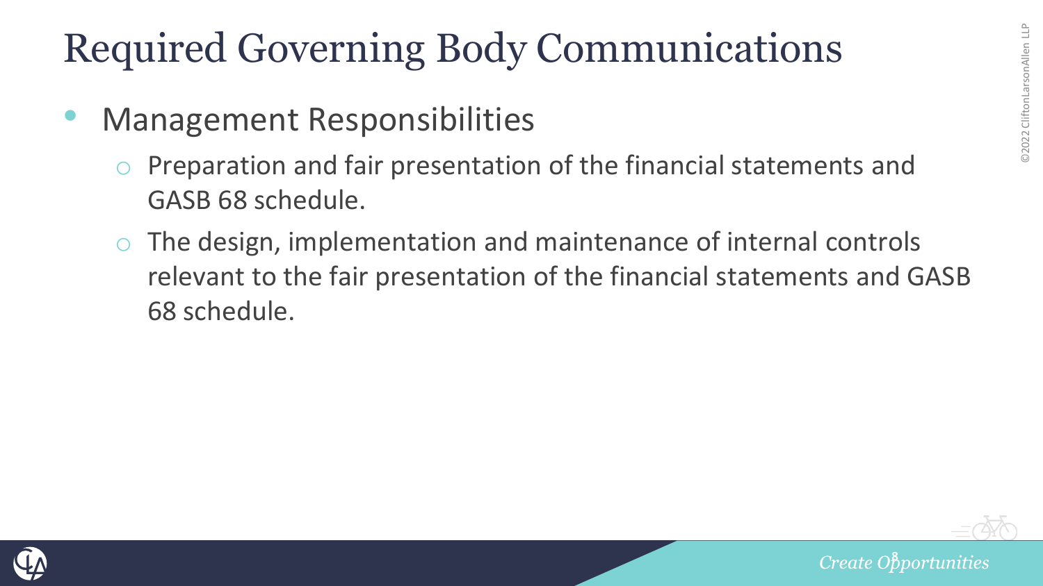# Required Governing Body Communications

- Management Responsibilities
  - Preparation and fair presentation of the financial statements and GASB 68 schedule.
  - The design, implementation and maintenance of internal controls relevant to the fair presentation of the financial statements and GASB 68 schedule.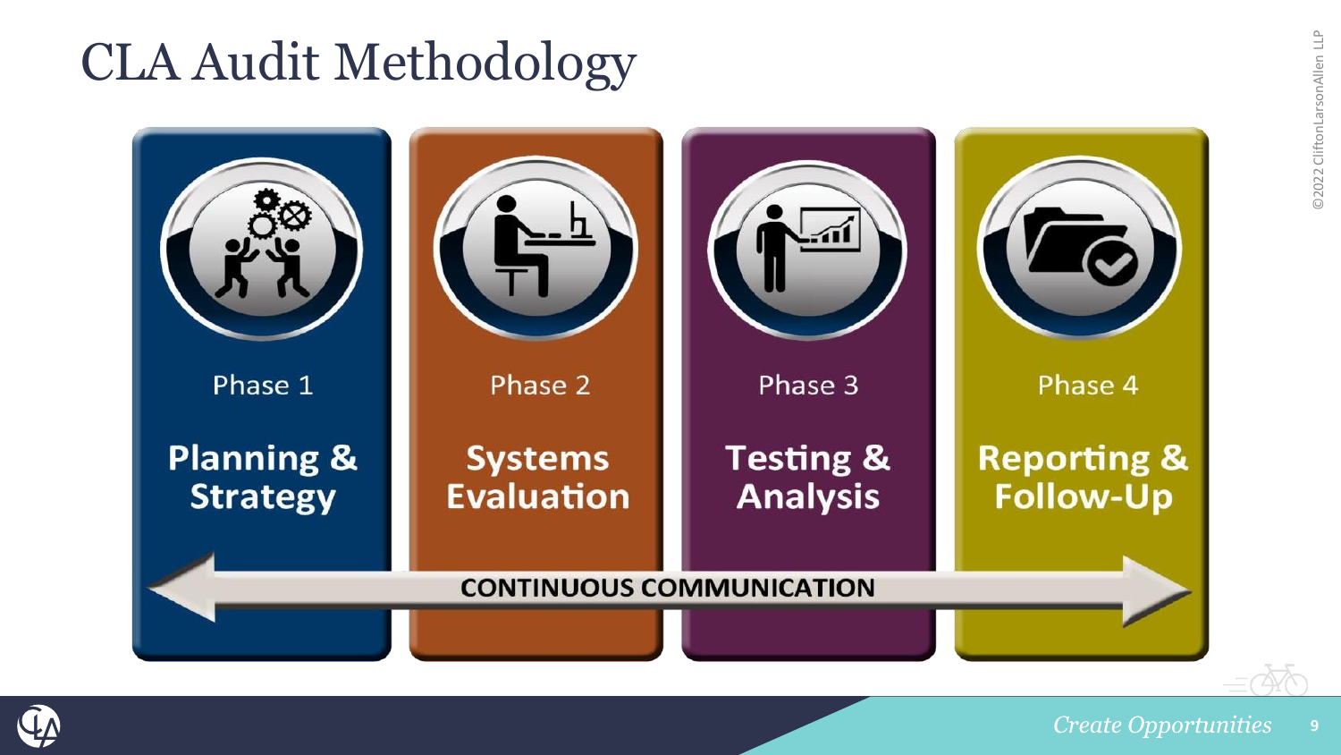# CLA Audit Methodology

**Phase 1**
**Planning & Strategy**

**Phase 2**
**Systems Evaluation**

**Phase 3**
**Testing & Analysis**

**Phase 4**
**Reporting & Follow-Up**

**CONTINUOUS COMMUNICATION**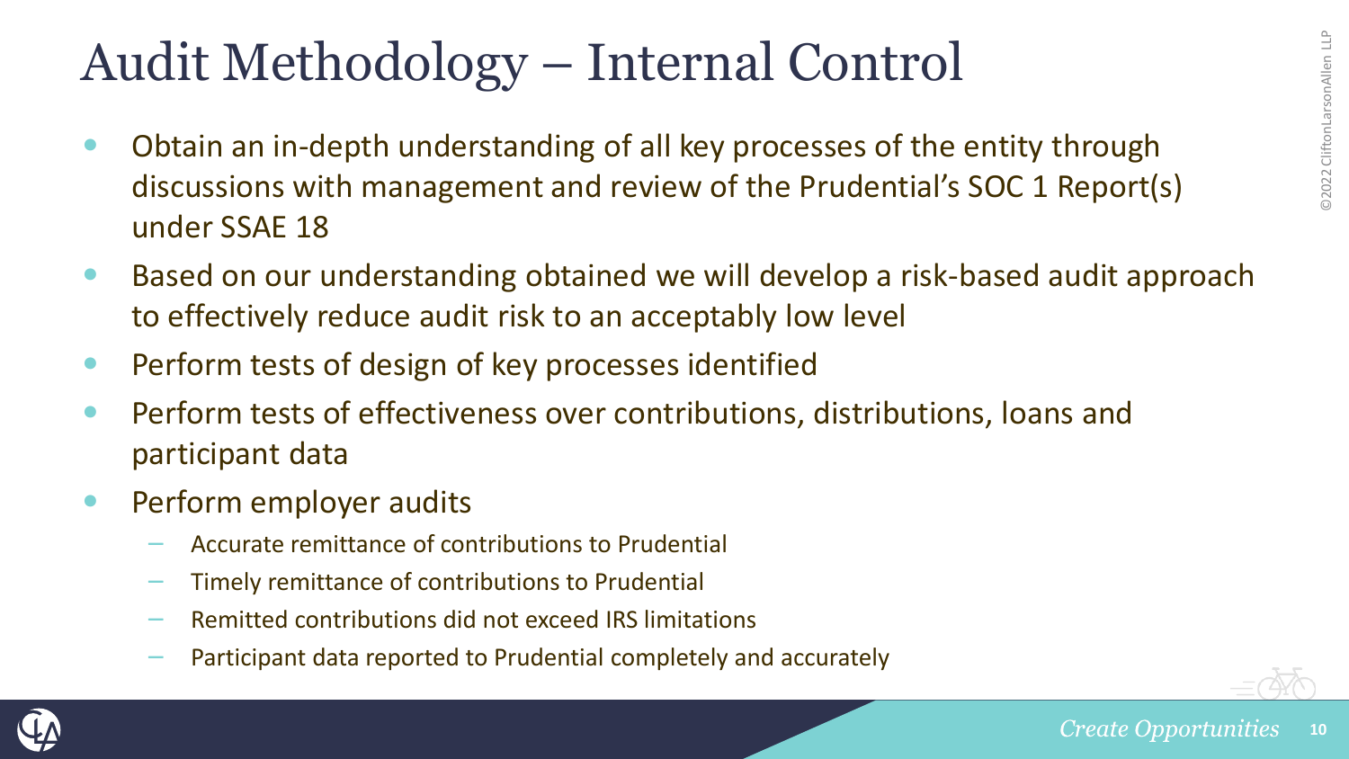# Audit Methodology – Internal Control

- Obtain an in-depth understanding of all key processes of the entity through discussions with management and review of the Prudential's SOC 1 Report(s) under SSAE 18
- Based on our understanding obtained we will develop a risk-based audit approach to effectively reduce audit risk to an acceptably low level
- Perform tests of design of key processes identified
- Perform tests of effectiveness over contributions, distributions, loans and participant data
- Perform employer audits
  - Accurate remittance of contributions to Prudential
  - Timely remittance of contributions to Prudential
  - Remitted contributions did not exceed IRS limitations
  - Participant data reported to Prudential completely and accurately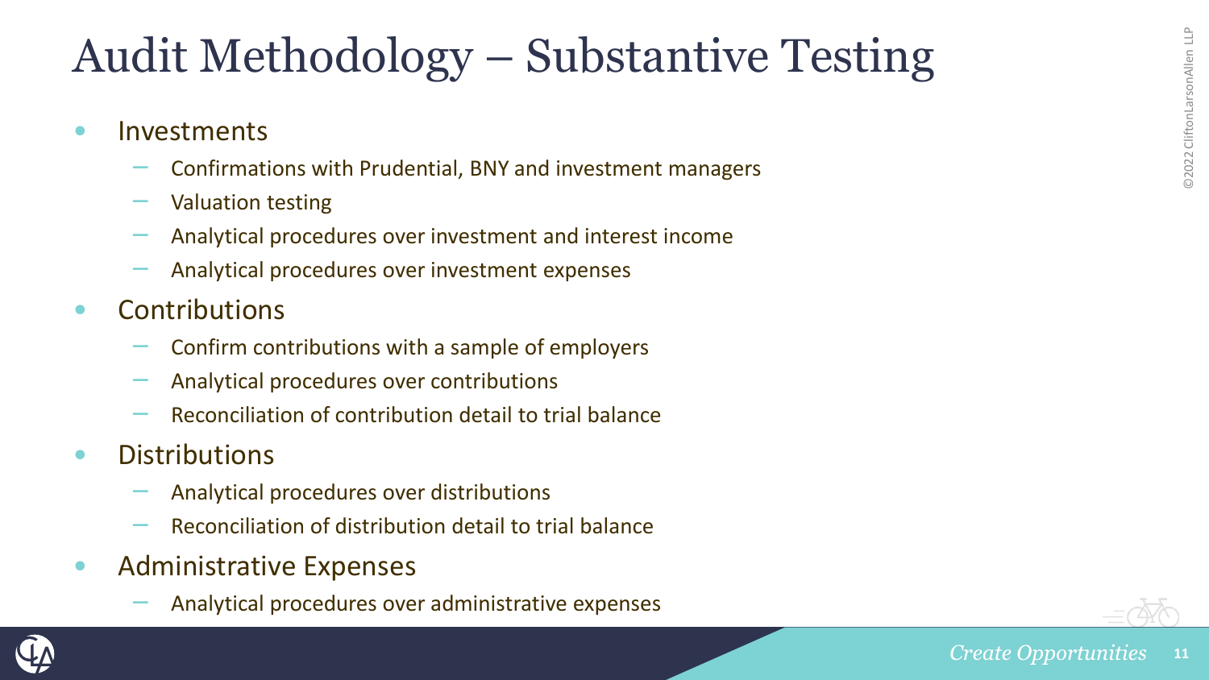# Audit Methodology – Substantive Testing

- Investments
  - Confirmations with Prudential, BNY and investment managers
  - Valuation testing
  - Analytical procedures over investment and interest income
  - Analytical procedures over investment expenses
- Contributions
  - Confirm contributions with a sample of employers
  - Analytical procedures over contributions
  - Reconciliation of contribution detail to trial balance
- Distributions
  - Analytical procedures over distributions
  - Reconciliation of distribution detail to trial balance
- Administrative Expenses
  - Analytical procedures over administrative expenses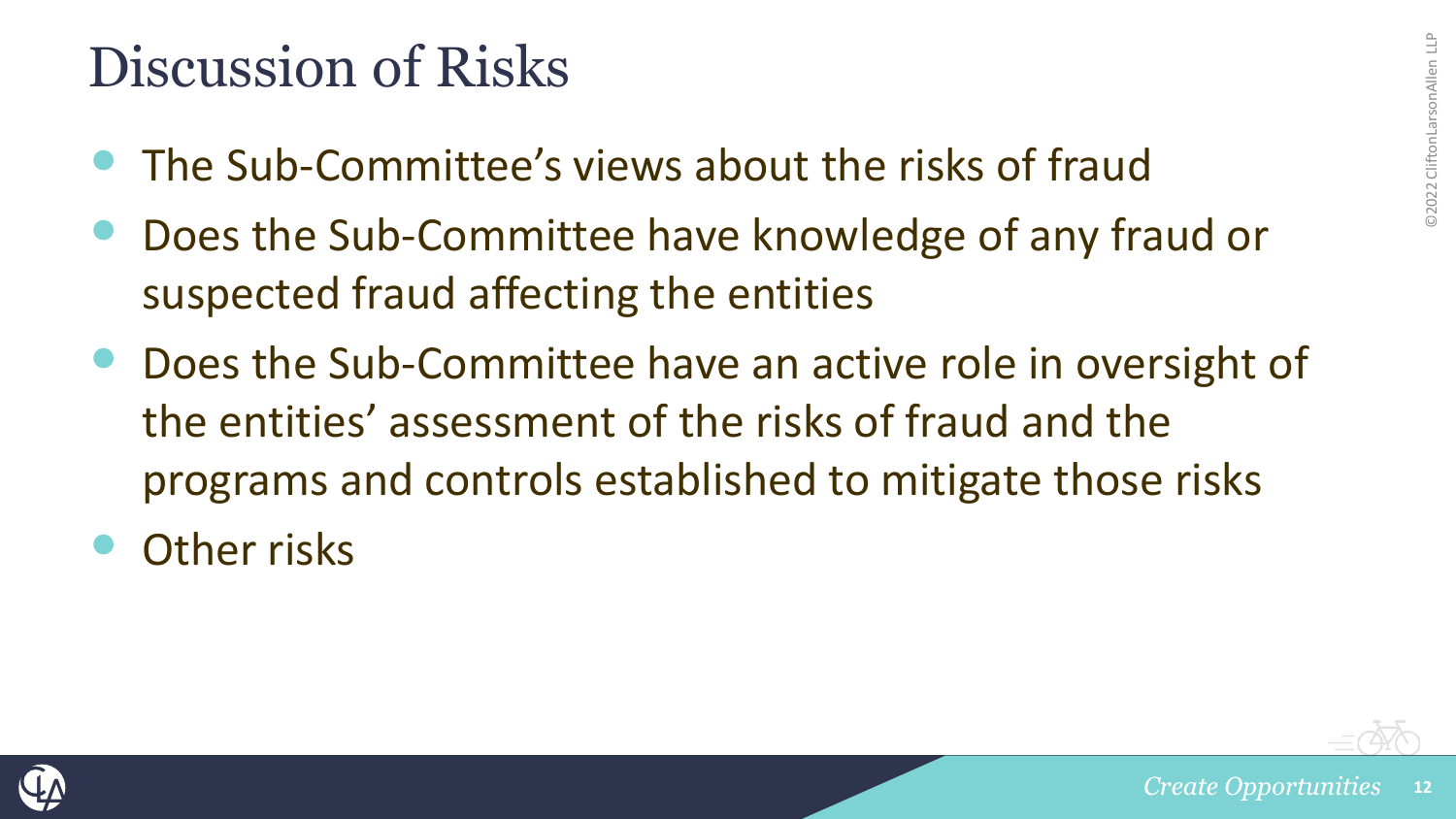# Discussion of Risks

- The Sub-Committee's views about the risks of fraud
- Does the Sub-Committee have knowledge of any fraud or suspected fraud affecting the entities
- Does the Sub-Committee have an active role in oversight of the entities' assessment of the risks of fraud and the programs and controls established to mitigate those risks
- Other risks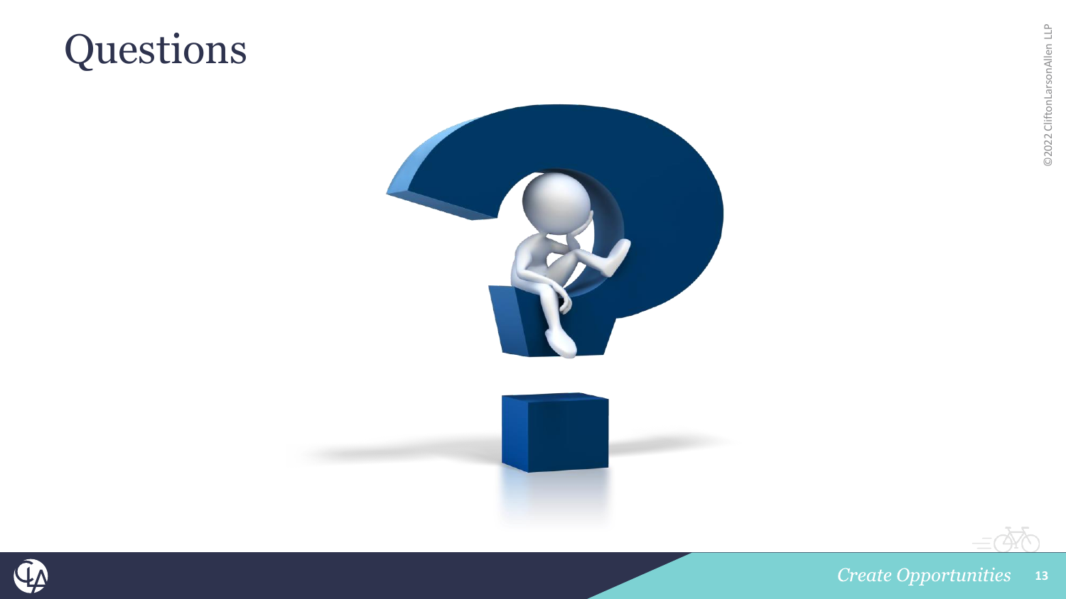# Questions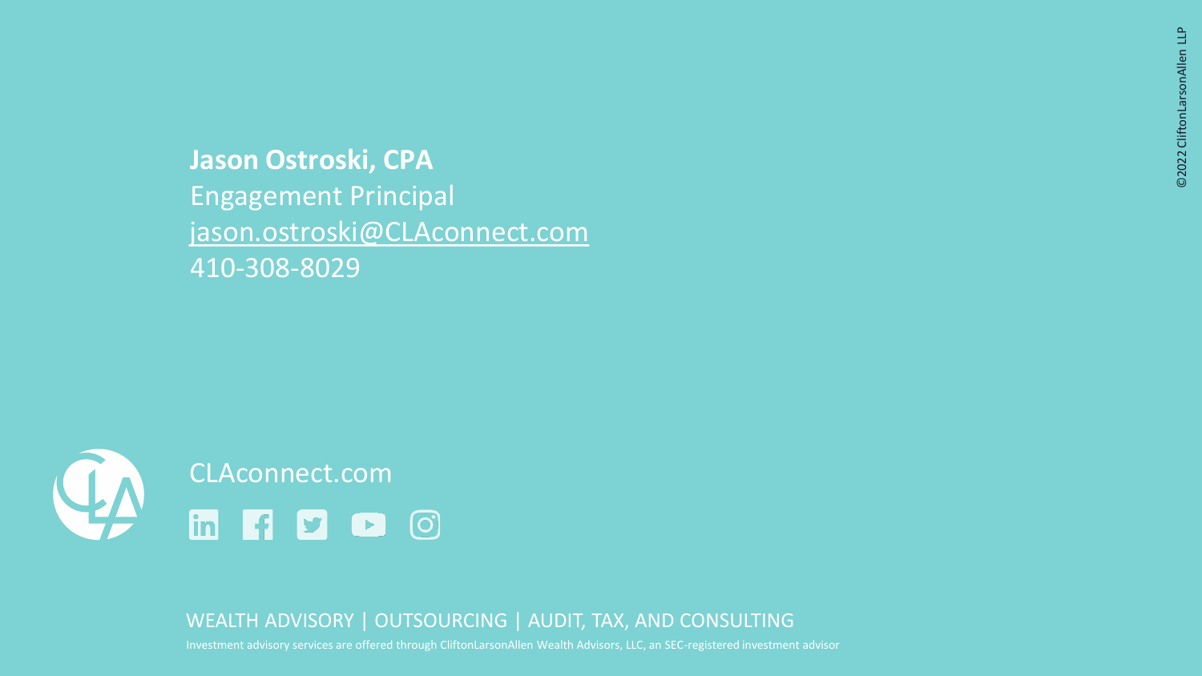**Jason Ostroski, CPA**
Engagement Principal
jason.ostroski@CLAconnect.com
410-308-8029

CLAconnect.com

WEALTH ADVISORY | OUTSOURCING | AUDIT, TAX, AND CONSULTING

Investment advisory services are offered through CliftonLarsonAllen Wealth Advisors, LLC, an SEC-registered investment advisor

©2022 CliftonLarsonAllen LLP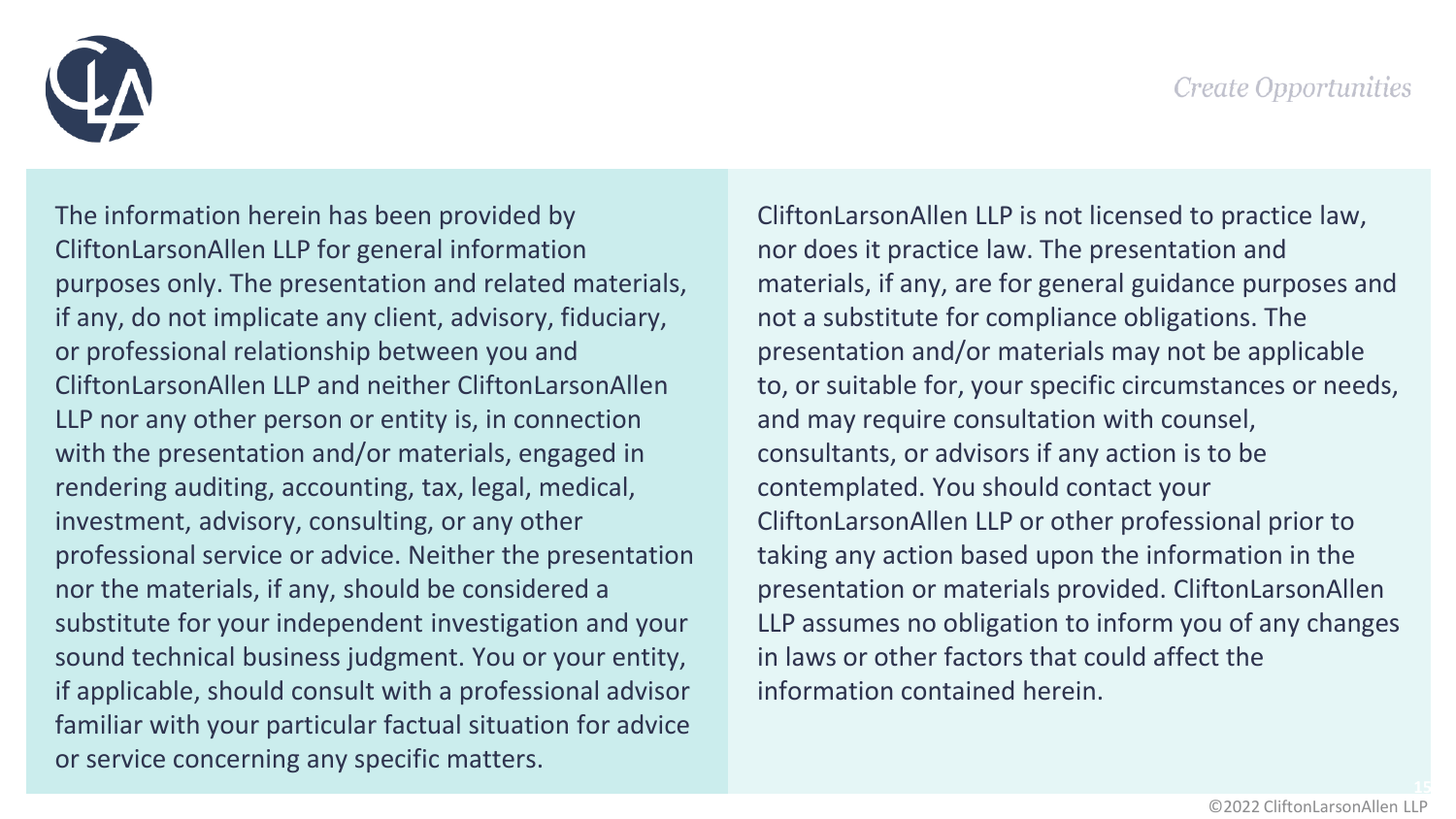The information herein has been provided by CliftonLarsonAllen LLP for general information purposes only. The presentation and related materials, if any, do not implicate any client, advisory, fiduciary, or professional relationship between you and CliftonLarsonAllen LLP and neither CliftonLarsonAllen LLP nor any other person or entity is, in connection with the presentation and/or materials, engaged in rendering auditing, accounting, tax, legal, medical, investment, advisory, consulting, or any other professional service or advice. Neither the presentation nor the materials, if any, should be considered a substitute for your independent investigation and your sound technical business judgment. You or your entity, if applicable, should consult with a professional advisor familiar with your particular factual situation for advice or service concerning any specific matters.

CliftonLarsonAllen LLP is not licensed to practice law, nor does it practice law. The presentation and materials, if any, are for general guidance purposes and not a substitute for compliance obligations. The presentation and/or materials may not be applicable to, or suitable for, your specific circumstances or needs, and may require consultation with counsel, consultants, or advisors if any action is to be contemplated. You should contact your CliftonLarsonAllen LLP or other professional prior to taking any action based upon the information in the presentation or materials provided. CliftonLarsonAllen LLP assumes no obligation to inform you of any changes in laws or other factors that could affect the information contained herein.

©2022 CliftonLarsonAllen LLP